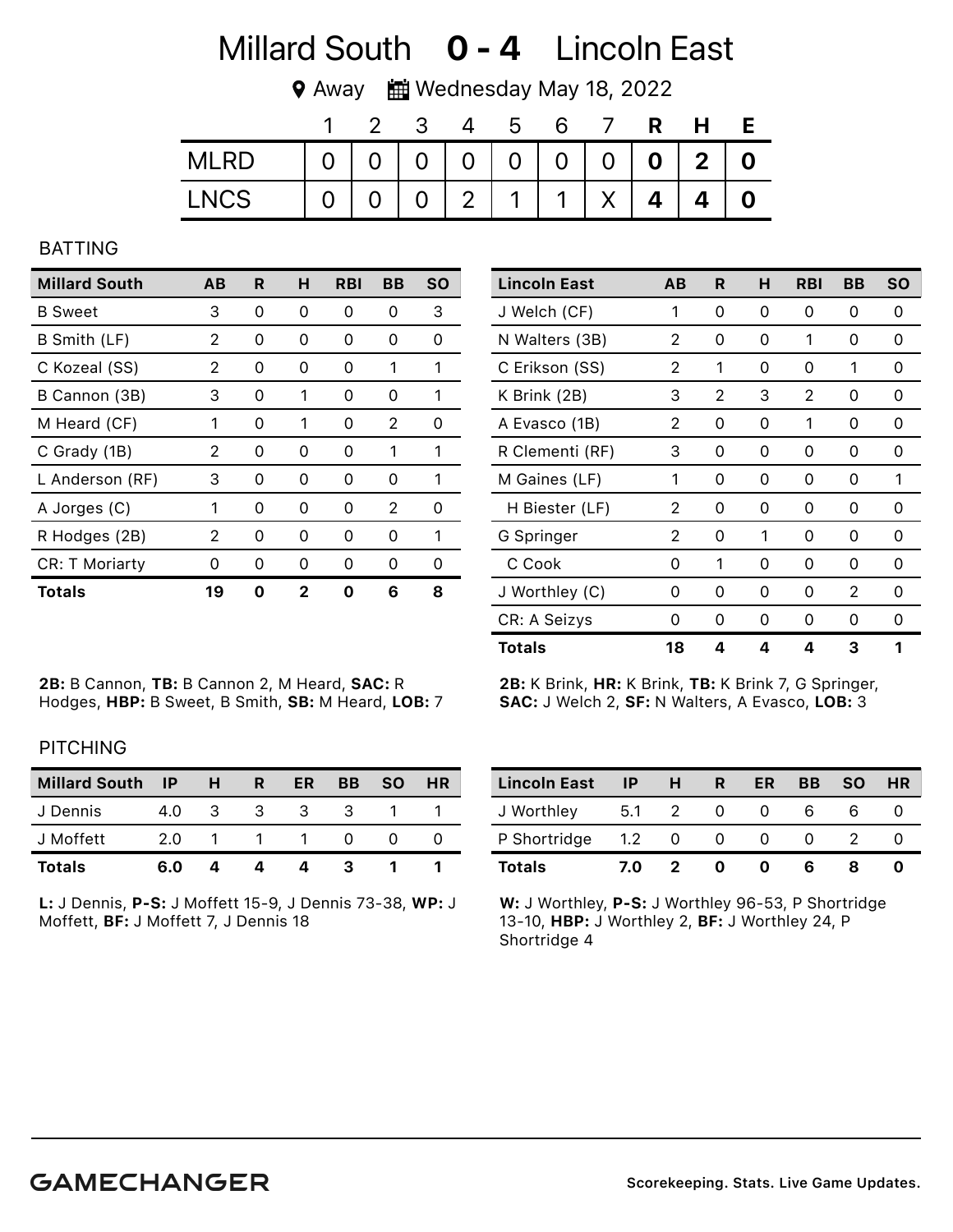# Millard South **0 - 4** Lincoln East

Away | Wednesday May 18, 2022

| | 1 | 2 | 3 | 4 | 5 | 6 | 7 | R | H | E |
|---|---|---|---|---|---|---|---|---|---|---|
| MLRD | 0 | 0 | 0 | 0 | 0 | 0 | 0 | **0** | **2** | **0** |
| LNCS | 0 | 0 | 0 | 2 | 1 | 1 | X | **4** | **4** | **0** |

## BATTING

| Millard South | AB | R | H | RBI | BB | SO |
|---|---|---|---|---|---|---|
| B Sweet | 3 | 0 | 0 | 0 | 0 | 3 |
| B Smith (LF) | 2 | 0 | 0 | 0 | 0 | 0 |
| C Kozeal (SS) | 2 | 0 | 0 | 0 | 1 | 1 |
| B Cannon (3B) | 3 | 0 | 1 | 0 | 0 | 1 |
| M Heard (CF) | 1 | 0 | 1 | 0 | 2 | 0 |
| C Grady (1B) | 2 | 0 | 0 | 0 | 1 | 1 |
| L Anderson (RF) | 3 | 0 | 0 | 0 | 0 | 1 |
| A Jorges (C) | 1 | 0 | 0 | 0 | 2 | 0 |
| R Hodges (2B) | 2 | 0 | 0 | 0 | 0 | 1 |
| CR: T Moriarty | 0 | 0 | 0 | 0 | 0 | 0 |
| **Totals** | **19** | **0** | **2** | **0** | **6** | **8** |

**2B:** B Cannon, **TB:** B Cannon 2, M Heard, **SAC:** R Hodges, **HBP:** B Sweet, B Smith, **SB:** M Heard, **LOB:** 7

| Lincoln East | AB | R | H | RBI | BB | SO |
|---|---|---|---|---|---|---|
| J Welch (CF) | 1 | 0 | 0 | 0 | 0 | 0 |
| N Walters (3B) | 2 | 0 | 0 | 1 | 0 | 0 |
| C Erikson (SS) | 2 | 1 | 0 | 0 | 1 | 0 |
| K Brink (2B) | 3 | 2 | 3 | 2 | 0 | 0 |
| A Evasco (1B) | 2 | 0 | 0 | 1 | 0 | 0 |
| R Clementi (RF) | 3 | 0 | 0 | 0 | 0 | 0 |
| M Gaines (LF) | 1 | 0 | 0 | 0 | 0 | 1 |
| H Biester (LF) | 2 | 0 | 0 | 0 | 0 | 0 |
| G Springer | 2 | 0 | 1 | 0 | 0 | 0 |
| C Cook | 0 | 1 | 0 | 0 | 0 | 0 |
| J Worthley (C) | 0 | 0 | 0 | 0 | 2 | 0 |
| CR: A Seizys | 0 | 0 | 0 | 0 | 0 | 0 |
| **Totals** | **18** | **4** | **4** | **4** | **3** | **1** |

**2B:** K Brink, **HR:** K Brink, **TB:** K Brink 7, G Springer, **SAC:** J Welch 2, **SF:** N Walters, A Evasco, **LOB:** 3

## PITCHING

| Millard South | IP | H | R | ER | BB | SO | HR |
|---|---|---|---|---|---|---|---|
| J Dennis | 4.0 | 3 | 3 | 3 | 3 | 1 | 1 |
| J Moffett | 2.0 | 1 | 1 | 1 | 0 | 0 | 0 |
| **Totals** | **6.0** | **4** | **4** | **4** | **3** | **1** | **1** |

**L:** J Dennis, **P-S:** J Moffett 15-9, J Dennis 73-38, **WP:** J Moffett, **BF:** J Moffett 7, J Dennis 18

| Lincoln East | IP | H | R | ER | BB | SO | HR |
|---|---|---|---|---|---|---|---|
| J Worthley | 5.1 | 2 | 0 | 0 | 6 | 6 | 0 |
| P Shortridge | 1.2 | 0 | 0 | 0 | 0 | 2 | 0 |
| **Totals** | **7.0** | **2** | **0** | **0** | **6** | **8** | **0** |

**W:** J Worthley, **P-S:** J Worthley 96-53, P Shortridge 13-10, **HBP:** J Worthley 2, **BF:** J Worthley 24, P Shortridge 4

**GAMECHANGER** Scorekeeping. Stats. Live Game Updates.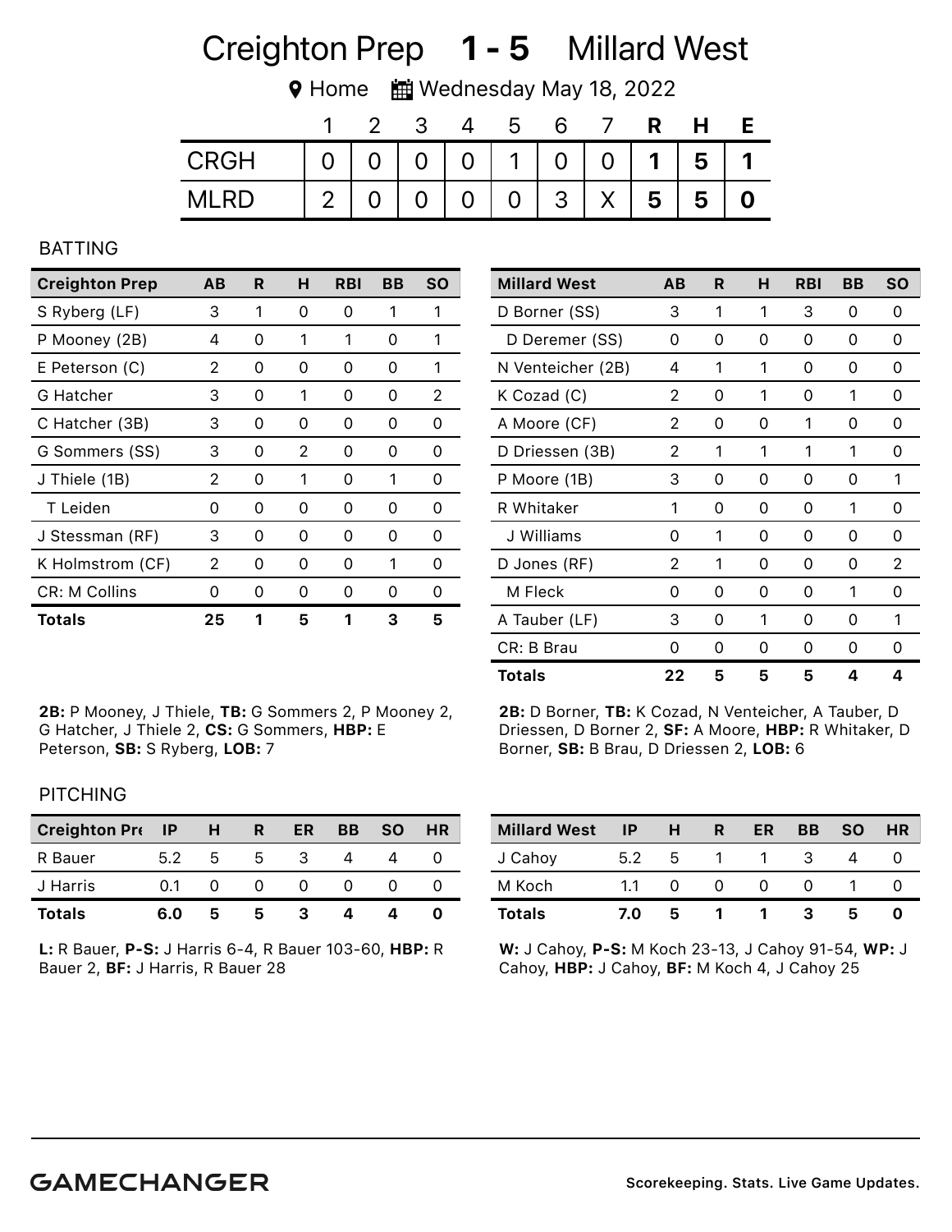# Creighton Prep 1 - 5 Millard West

Home Wednesday May 18, 2022

| | 1 | 2 | 3 | 4 | 5 | 6 | 7 | R | H | E |
|---|---|---|---|---|---|---|---|---|---|---|
| CRGH | 0 | 0 | 0 | 0 | 1 | 0 | 0 | 1 | 5 | 1 |
| MLRD | 2 | 0 | 0 | 0 | 0 | 3 | X | 5 | 5 | 0 |

## BATTING

| Creighton Prep | AB | R | H | RBI | BB | SO |
|---|---|---|---|---|---|---|
| S Ryberg (LF) | 3 | 1 | 0 | 0 | 1 | 1 |
| P Mooney (2B) | 4 | 0 | 1 | 1 | 0 | 1 |
| E Peterson (C) | 2 | 0 | 0 | 0 | 0 | 1 |
| G Hatcher | 3 | 0 | 1 | 0 | 0 | 2 |
| C Hatcher (3B) | 3 | 0 | 0 | 0 | 0 | 0 |
| G Sommers (SS) | 3 | 0 | 2 | 0 | 0 | 0 |
| J Thiele (1B) | 2 | 0 | 1 | 0 | 1 | 0 |
| T Leiden | 0 | 0 | 0 | 0 | 0 | 0 |
| J Stessman (RF) | 3 | 0 | 0 | 0 | 0 | 0 |
| K Holmstrom (CF) | 2 | 0 | 0 | 0 | 1 | 0 |
| CR: M Collins | 0 | 0 | 0 | 0 | 0 | 0 |
| **Totals** | **25** | **1** | **5** | **1** | **3** | **5** |

**2B:** P Mooney, J Thiele, **TB:** G Sommers 2, P Mooney 2, G Hatcher, J Thiele 2, **CS:** G Sommers, **HBP:** E Peterson, **SB:** S Ryberg, **LOB:** 7

| Millard West | AB | R | H | RBI | BB | SO |
|---|---|---|---|---|---|---|
| D Borner (SS) | 3 | 1 | 1 | 3 | 0 | 0 |
| D Deremer (SS) | 0 | 0 | 0 | 0 | 0 | 0 |
| N Venteicher (2B) | 4 | 1 | 1 | 0 | 0 | 0 |
| K Cozad (C) | 2 | 0 | 1 | 0 | 1 | 0 |
| A Moore (CF) | 2 | 0 | 0 | 1 | 0 | 0 |
| D Driessen (3B) | 2 | 1 | 1 | 1 | 1 | 0 |
| P Moore (1B) | 3 | 0 | 0 | 0 | 0 | 1 |
| R Whitaker | 1 | 0 | 0 | 0 | 1 | 0 |
| J Williams | 0 | 1 | 0 | 0 | 0 | 0 |
| D Jones (RF) | 2 | 1 | 0 | 0 | 0 | 2 |
| M Fleck | 0 | 0 | 0 | 0 | 1 | 0 |
| A Tauber (LF) | 3 | 0 | 1 | 0 | 0 | 1 |
| CR: B Brau | 0 | 0 | 0 | 0 | 0 | 0 |
| **Totals** | **22** | **5** | **5** | **5** | **4** | **4** |

**2B:** D Borner, **TB:** K Cozad, N Venteicher, A Tauber, D Driessen, D Borner 2, **SF:** A Moore, **HBP:** R Whitaker, D Borner, **SB:** B Brau, D Driessen 2, **LOB:** 6

## PITCHING

| Creighton Prep | IP | H | R | ER | BB | SO | HR |
|---|---|---|---|---|---|---|---|
| R Bauer | 5.2 | 5 | 5 | 3 | 4 | 4 | 0 |
| J Harris | 0.1 | 0 | 0 | 0 | 0 | 0 | 0 |
| **Totals** | **6.0** | **5** | **5** | **3** | **4** | **4** | **0** |

**L:** R Bauer, **P-S:** J Harris 6-4, R Bauer 103-60, **HBP:** R Bauer 2, **BF:** J Harris, R Bauer 28

| Millard West | IP | H | R | ER | BB | SO | HR |
|---|---|---|---|---|---|---|---|
| J Cahoy | 5.2 | 5 | 1 | 1 | 3 | 4 | 0 |
| M Koch | 1.1 | 0 | 0 | 0 | 0 | 1 | 0 |
| **Totals** | **7.0** | **5** | **1** | **1** | **3** | **5** | **0** |

**W:** J Cahoy, **P-S:** M Koch 23-13, J Cahoy 91-54, **WP:** J Cahoy, **HBP:** J Cahoy, **BF:** M Koch 4, J Cahoy 25

GAMECHANGER

Scorekeeping. Stats. Live Game Updates.